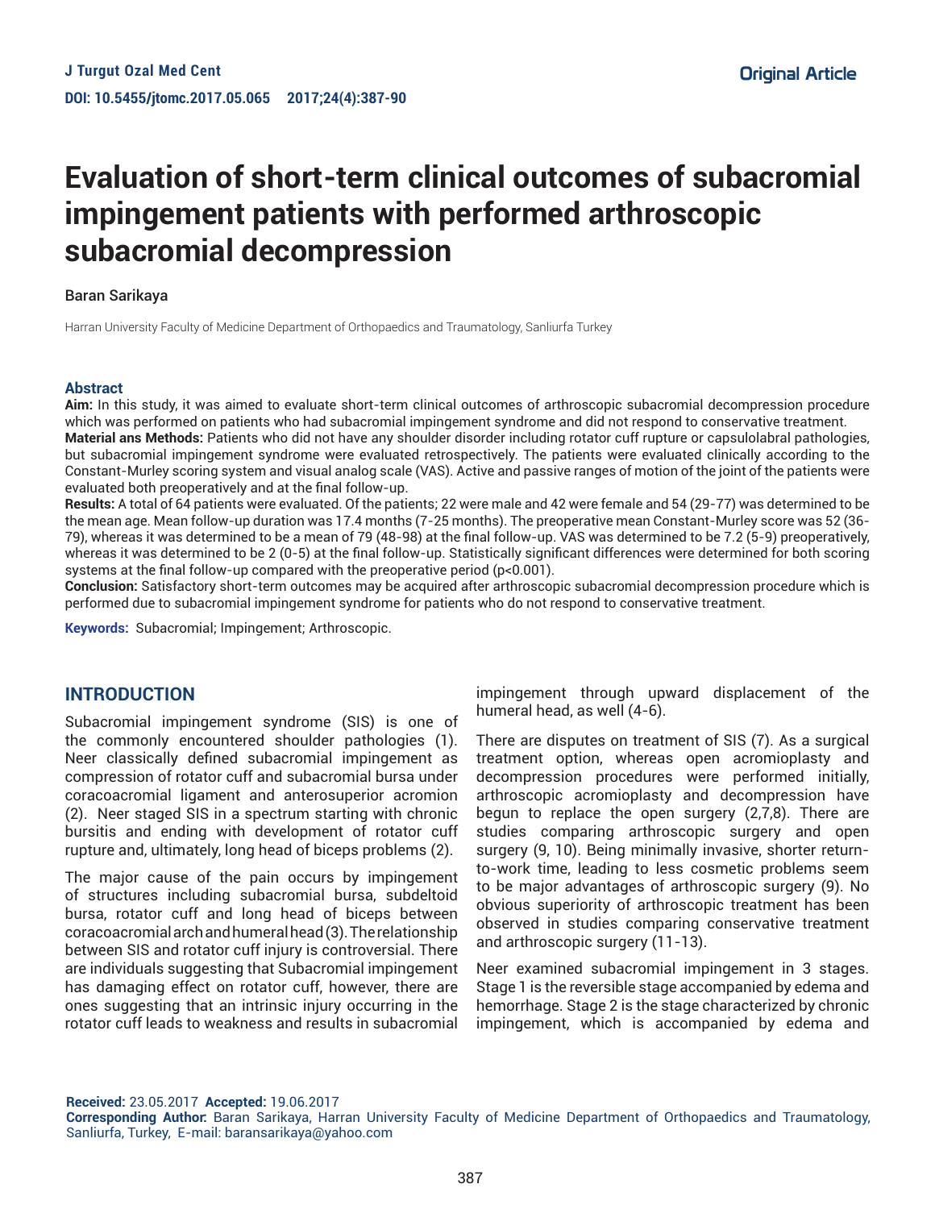Original Article

# Evaluation of short-term clinical outcomes of subacromial impingement patients with performed arthroscopic subacromial decompression

Baran Sarikaya

Harran University Faculty of Medicine Department of Orthopaedics and Traumatology, Sanliurfa Turkey

## Abstract

**Aim:** In this study, it was aimed to evaluate short-term clinical outcomes of arthroscopic subacromial decompression procedure which was performed on patients who had subacromial impingement syndrome and did not respond to conservative treatment.

**Material ans Methods:** Patients who did not have any shoulder disorder including rotator cuff rupture or capsulolabral pathologies, but subacromial impingement syndrome were evaluated retrospectively. The patients were evaluated clinically according to the Constant-Murley scoring system and visual analog scale (VAS). Active and passive ranges of motion of the joint of the patients were evaluated both preoperatively and at the final follow-up.

**Results:** A total of 64 patients were evaluated. Of the patients; 22 were male and 42 were female and 54 (29-77) was determined to be the mean age. Mean follow-up duration was 17.4 months (7-25 months). The preoperative mean Constant-Murley score was 52 (36-79), whereas it was determined to be a mean of 79 (48-98) at the final follow-up. VAS was determined to be 7.2 (5-9) preoperatively, whereas it was determined to be 2 (0-5) at the final follow-up. Statistically significant differences were determined for both scoring systems at the final follow-up compared with the preoperative period ($p<0.001$).

**Conclusion:** Satisfactory short-term outcomes may be acquired after arthroscopic subacromial decompression procedure which is performed due to subacromial impingement syndrome for patients who do not respond to conservative treatment.

**Keywords:** Subacromial; Impingement; Arthroscopic.

## INTRODUCTION

Subacromial impingement syndrome (SIS) is one of the commonly encountered shoulder pathologies (1). Neer classically defined subacromial impingement as compression of rotator cuff and subacromial bursa under coracoacromial ligament and anterosuperior acromion (2). Neer staged SIS in a spectrum starting with chronic bursitis and ending with development of rotator cuff rupture and, ultimately, long head of biceps problems (2).

The major cause of the pain occurs by impingement of structures including subacromial bursa, subdeltoid bursa, rotator cuff and long head of biceps between coracoacromial arch and humeral head (3). The relationship between SIS and rotator cuff injury is controversial. There are individuals suggesting that Subacromial impingement has damaging effect on rotator cuff, however, there are ones suggesting that an intrinsic injury occurring in the rotator cuff leads to weakness and results in subacromial impingement through upward displacement of the humeral head, as well (4-6).

There are disputes on treatment of SIS (7). As a surgical treatment option, whereas open acromioplasty and decompression procedures were performed initially, arthroscopic acromioplasty and decompression have begun to replace the open surgery (2,7,8). There are studies comparing arthroscopic surgery and open surgery (9, 10). Being minimally invasive, shorter return-to-work time, leading to less cosmetic problems seem to be major advantages of arthroscopic surgery (9). No obvious superiority of arthroscopic treatment has been observed in studies comparing conservative treatment and arthroscopic surgery (11-13).

Neer examined subacromial impingement in 3 stages. Stage 1 is the reversible stage accompanied by edema and hemorrhage. Stage 2 is the stage characterized by chronic impingement, which is accompanied by edema and

**Received:** 23.05.2017 **Accepted:** 19.06.2017

**Corresponding Author:** Baran Sarikaya, Harran University Faculty of Medicine Department of Orthopaedics and Traumatology, Sanliurfa, Turkey, E-mail: baransarikaya@yahoo.com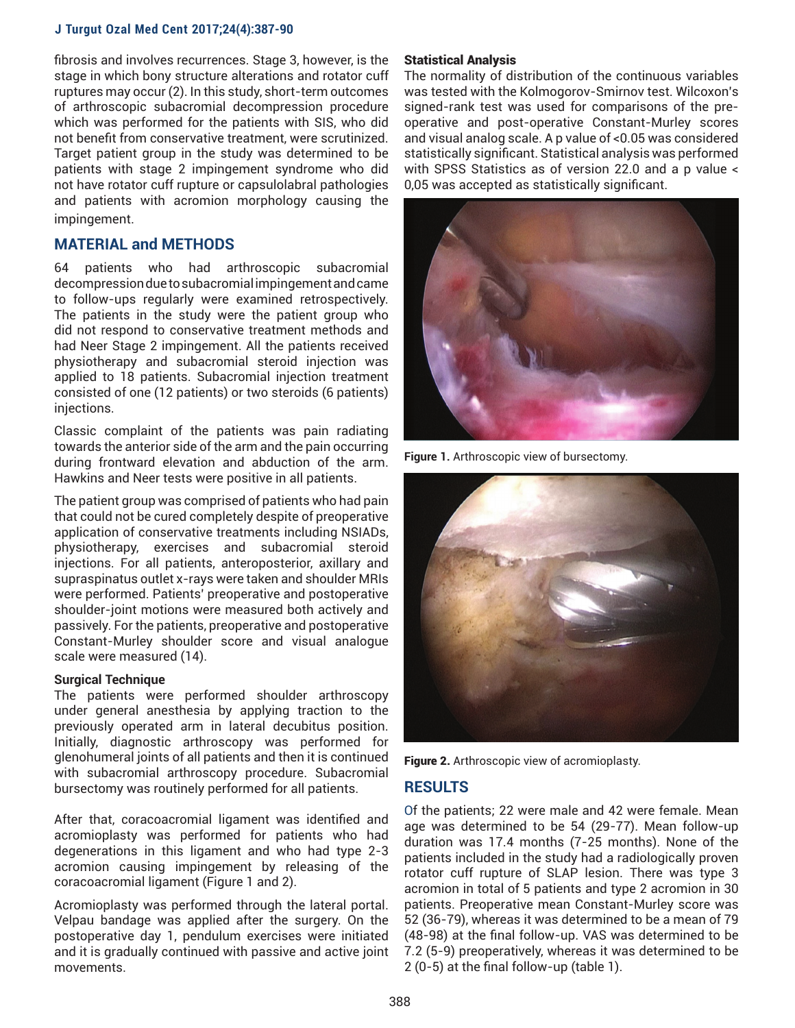fibrosis and involves recurrences. Stage 3, however, is the stage in which bony structure alterations and rotator cuff ruptures may occur (2). In this study, short-term outcomes of arthroscopic subacromial decompression procedure which was performed for the patients with SIS, who did not benefit from conservative treatment, were scrutinized. Target patient group in the study was determined to be patients with stage 2 impingement syndrome who did not have rotator cuff rupture or capsulolabral pathologies and patients with acromion morphology causing the impingement.

## MATERIAL and METHODS

64 patients who had arthroscopic subacromial decompression due to subacromial impingement and came to follow-ups regularly were examined retrospectively. The patients in the study were the patient group who did not respond to conservative treatment methods and had Neer Stage 2 impingement. All the patients received physiotherapy and subacromial steroid injection was applied to 18 patients. Subacromial injection treatment consisted of one (12 patients) or two steroids (6 patients) injections.

Classic complaint of the patients was pain radiating towards the anterior side of the arm and the pain occurring during frontward elevation and abduction of the arm. Hawkins and Neer tests were positive in all patients.

The patient group was comprised of patients who had pain that could not be cured completely despite of preoperative application of conservative treatments including NSIADs, physiotherapy, exercises and subacromial steroid injections. For all patients, anteroposterior, axillary and supraspinatus outlet x-rays were taken and shoulder MRIs were performed. Patients' preoperative and postoperative shoulder-joint motions were measured both actively and passively. For the patients, preoperative and postoperative Constant-Murley shoulder score and visual analogue scale were measured (14).

### Surgical Technique

The patients were performed shoulder arthroscopy under general anesthesia by applying traction to the previously operated arm in lateral decubitus position. Initially, diagnostic arthroscopy was performed for glenohumeral joints of all patients and then it is continued with subacromial arthroscopy procedure. Subacromial bursectomy was routinely performed for all patients.

After that, coracoacromial ligament was identified and acromioplasty was performed for patients who had degenerations in this ligament and who had type 2-3 acromion causing impingement by releasing of the coracoacromial ligament (Figure 1 and 2).

Acromioplasty was performed through the lateral portal. Velpau bandage was applied after the surgery. On the postoperative day 1, pendulum exercises were initiated and it is gradually continued with passive and active joint movements.

### Statistical Analysis

The normality of distribution of the continuous variables was tested with the Kolmogorov-Smirnov test. Wilcoxon's signed-rank test was used for comparisons of the pre-operative and post-operative Constant-Murley scores and visual analog scale. A p value of $<0.05$ was considered statistically significant. Statistical analysis was performed with SPSS Statistics as of version 22.0 and a p value $<$ 0,05 was accepted as statistically significant.

**Figure 1.** Arthroscopic view of bursectomy.

**Figure 2.** Arthroscopic view of acromioplasty.

## RESULTS

Of the patients; 22 were male and 42 were female. Mean age was determined to be 54 (29-77). Mean follow-up duration was 17.4 months (7-25 months). None of the patients included in the study had a radiologically proven rotator cuff rupture of SLAP lesion. There was type 3 acromion in total of 5 patients and type 2 acromion in 30 patients. Preoperative mean Constant-Murley score was 52 (36-79), whereas it was determined to be a mean of 79 (48-98) at the final follow-up. VAS was determined to be 7.2 (5-9) preoperatively, whereas it was determined to be 2 (0-5) at the final follow-up (table 1).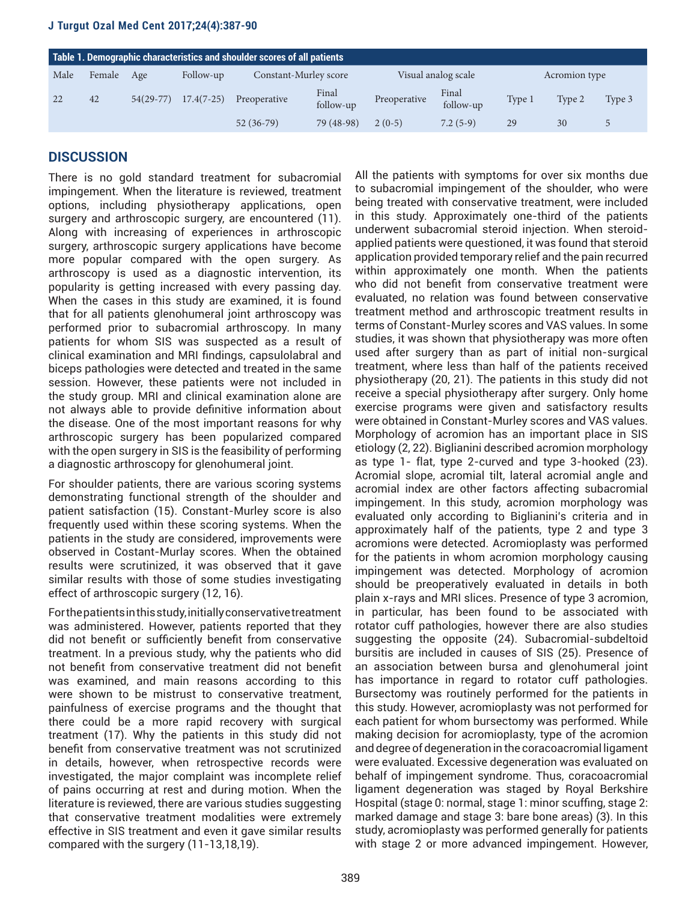**Table 1. Demographic characteristics and shoulder scores of all patients**

| Male | Female | Age | Follow-up | Constant-Murley score | | Visual analog scale | | Acromion type | | |
|---|---|---|---|---|---|---|---|---|---|---|
| 22 | 42 | 54(29-77) | 17.4(7-25) | Preoperative | Final follow-up | Preoperative | Final follow-up | Type 1 | Type 2 | Type 3 |
| | | | | 52 (36-79) | 79 (48-98) | 2 (0-5) | 7.2 (5-9) | 29 | 30 | 5 |

## DISCUSSION

There is no gold standard treatment for subacromial impingement. When the literature is reviewed, treatment options, including physiotherapy applications, open surgery and arthroscopic surgery, are encountered (11). Along with increasing of experiences in arthroscopic surgery, arthroscopic surgery applications have become more popular compared with the open surgery. As arthroscopy is used as a diagnostic intervention, its popularity is getting increased with every passing day. When the cases in this study are examined, it is found that for all patients glenohumeral joint arthroscopy was performed prior to subacromial arthroscopy. In many patients for whom SIS was suspected as a result of clinical examination and MRI findings, capsulolabral and biceps pathologies were detected and treated in the same session. However, these patients were not included in the study group. MRI and clinical examination alone are not always able to provide definitive information about the disease. One of the most important reasons for why arthroscopic surgery has been popularized compared with the open surgery in SIS is the feasibility of performing a diagnostic arthroscopy for glenohumeral joint.

For shoulder patients, there are various scoring systems demonstrating functional strength of the shoulder and patient satisfaction (15). Constant-Murley score is also frequently used within these scoring systems. When the patients in the study are considered, improvements were observed in Costant-Murlay scores. When the obtained results were scrutinized, it was observed that it gave similar results with those of some studies investigating effect of arthroscopic surgery (12, 16).

For the patients in this study, initially conservative treatment was administered. However, patients reported that they did not benefit or sufficiently benefit from conservative treatment. In a previous study, why the patients who did not benefit from conservative treatment did not benefit was examined, and main reasons according to this were shown to be mistrust to conservative treatment, painfulness of exercise programs and the thought that there could be a more rapid recovery with surgical treatment (17). Why the patients in this study did not benefit from conservative treatment was not scrutinized in details, however, when retrospective records were investigated, the major complaint was incomplete relief of pains occurring at rest and during motion. When the literature is reviewed, there are various studies suggesting that conservative treatment modalities were extremely effective in SIS treatment and even it gave similar results compared with the surgery (11-13,18,19).

All the patients with symptoms for over six months due to subacromial impingement of the shoulder, who were being treated with conservative treatment, were included in this study. Approximately one-third of the patients underwent subacromial steroid injection. When steroid-applied patients were questioned, it was found that steroid application provided temporary relief and the pain recurred within approximately one month. When the patients who did not benefit from conservative treatment were evaluated, no relation was found between conservative treatment method and arthroscopic treatment results in terms of Constant-Murley scores and VAS values. In some studies, it was shown that physiotherapy was more often used after surgery than as part of initial non-surgical treatment, where less than half of the patients received physiotherapy (20, 21). The patients in this study did not receive a special physiotherapy after surgery. Only home exercise programs were given and satisfactory results were obtained in Constant-Murley scores and VAS values. Morphology of acromion has an important place in SIS etiology (2, 22). Biglianini described acromion morphology as type 1- flat, type 2-curved and type 3-hooked (23). Acromial slope, acromial tilt, lateral acromial angle and acromial index are other factors affecting subacromial impingement. In this study, acromion morphology was evaluated only according to Biglianini's criteria and in approximately half of the patients, type 2 and type 3 acromions were detected. Acromioplasty was performed for the patients in whom acromion morphology causing impingement was detected. Morphology of acromion should be preoperatively evaluated in details in both plain x-rays and MRI slices. Presence of type 3 acromion, in particular, has been found to be associated with rotator cuff pathologies, however there are also studies suggesting the opposite (24). Subacromial-subdeltoid bursitis are included in causes of SIS (25). Presence of an association between bursa and glenohumeral joint has importance in regard to rotator cuff pathologies. Bursectomy was routinely performed for the patients in this study. However, acromioplasty was not performed for each patient for whom bursectomy was performed. While making decision for acromioplasty, type of the acromion and degree of degeneration in the coracoacromial ligament were evaluated. Excessive degeneration was evaluated on behalf of impingement syndrome. Thus, coracoacromial ligament degeneration was staged by Royal Berkshire Hospital (stage 0: normal, stage 1: minor scuffing, stage 2: marked damage and stage 3: bare bone areas) (3). In this study, acromioplasty was performed generally for patients with stage 2 or more advanced impingement. However,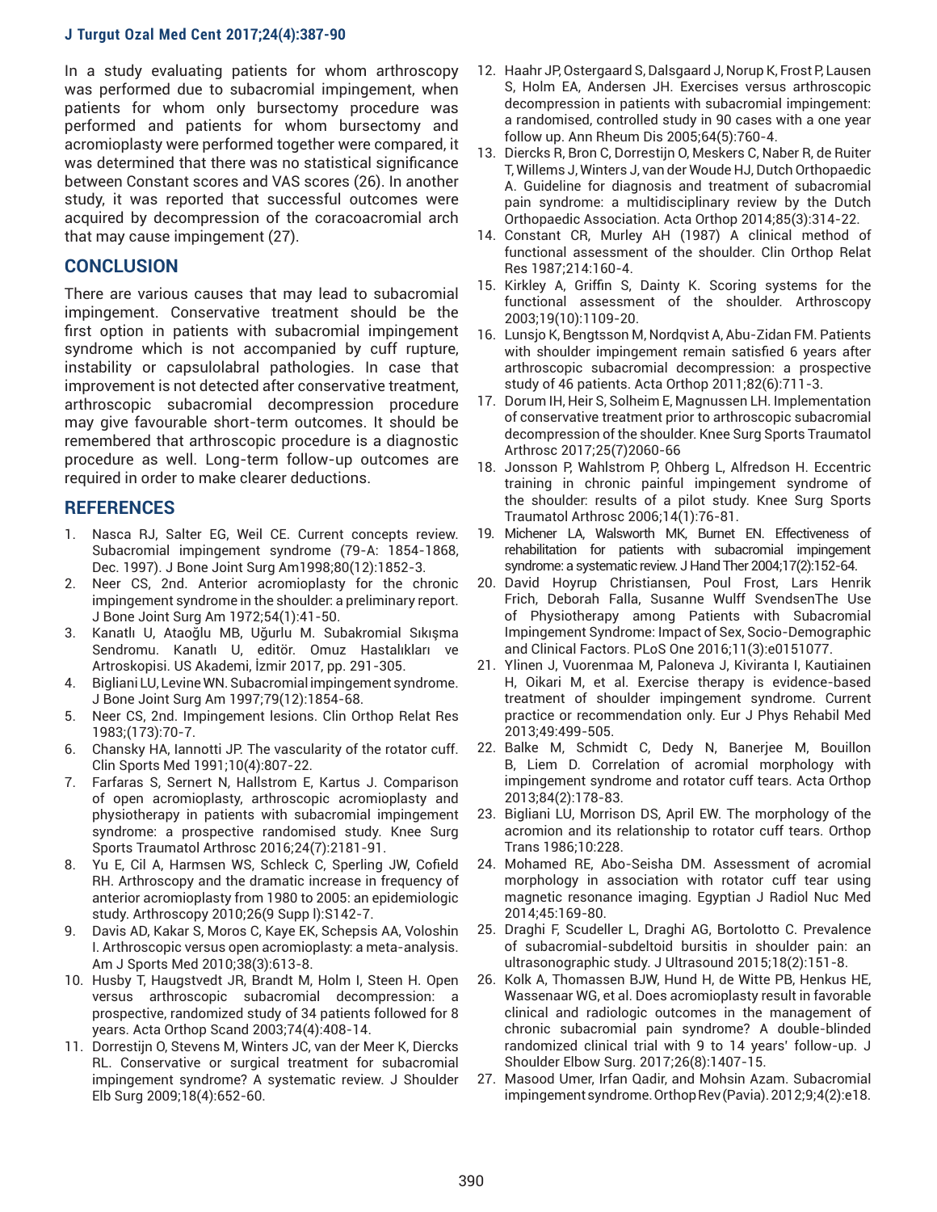In a study evaluating patients for whom arthroscopy was performed due to subacromial impingement, when patients for whom only bursectomy procedure was performed and patients for whom bursectomy and acromioplasty were performed together were compared, it was determined that there was no statistical significance between Constant scores and VAS scores (26). In another study, it was reported that successful outcomes were acquired by decompression of the coracoacromial arch that may cause impingement (27).

## CONCLUSION

There are various causes that may lead to subacromial impingement. Conservative treatment should be the first option in patients with subacromial impingement syndrome which is not accompanied by cuff rupture, instability or capsulolabral pathologies. In case that improvement is not detected after conservative treatment, arthroscopic subacromial decompression procedure may give favourable short-term outcomes. It should be remembered that arthroscopic procedure is a diagnostic procedure as well. Long-term follow-up outcomes are required in order to make clearer deductions.

## REFERENCES

1. Nasca RJ, Salter EG, Weil CE. Current concepts review. Subacromial impingement syndrome (79-A: 1854-1868, Dec. 1997). J Bone Joint Surg Am1998;80(12):1852-3.
2. Neer CS, 2nd. Anterior acromioplasty for the chronic impingement syndrome in the shoulder: a preliminary report. J Bone Joint Surg Am 1972;54(1):41-50.
3. Kanatlı U, Ataoğlu MB, Uğurlu M. Subakromial Sıkışma Sendromu. Kanatlı U, editör. Omuz Hastalıkları ve Artroskopisi. US Akademi, İzmir 2017, pp. 291-305.
4. Bigliani LU, Levine WN. Subacromial impingement syndrome. J Bone Joint Surg Am 1997;79(12):1854-68.
5. Neer CS, 2nd. Impingement lesions. Clin Orthop Relat Res 1983;(173):70-7.
6. Chansky HA, Iannotti JP. The vascularity of the rotator cuff. Clin Sports Med 1991;10(4):807-22.
7. Farfaras S, Sernert N, Hallstrom E, Kartus J. Comparison of open acromioplasty, arthroscopic acromioplasty and physiotherapy in patients with subacromial impingement syndrome: a prospective randomised study. Knee Surg Sports Traumatol Arthrosc 2016;24(7):2181-91.
8. Yu E, Cil A, Harmsen WS, Schleck C, Sperling JW, Cofield RH. Arthroscopy and the dramatic increase in frequency of anterior acromioplasty from 1980 to 2005: an epidemiologic study. Arthroscopy 2010;26(9 Supp l):S142-7.
9. Davis AD, Kakar S, Moros C, Kaye EK, Schepsis AA, Voloshin I. Arthroscopic versus open acromioplasty: a meta-analysis. Am J Sports Med 2010;38(3):613-8.
10. Husby T, Haugstvedt JR, Brandt M, Holm I, Steen H. Open versus arthroscopic subacromial decompression: a prospective, randomized study of 34 patients followed for 8 years. Acta Orthop Scand 2003;74(4):408-14.
11. Dorrestijn O, Stevens M, Winters JC, van der Meer K, Diercks RL. Conservative or surgical treatment for subacromial impingement syndrome? A systematic review. J Shoulder Elb Surg 2009;18(4):652-60.
12. Haahr JP, Ostergaard S, Dalsgaard J, Norup K, Frost P, Lausen S, Holm EA, Andersen JH. Exercises versus arthroscopic decompression in patients with subacromial impingement: a randomised, controlled study in 90 cases with a one year follow up. Ann Rheum Dis 2005;64(5):760-4.
13. Diercks R, Bron C, Dorrestijn O, Meskers C, Naber R, de Ruiter T, Willems J, Winters J, van der Woude HJ, Dutch Orthopaedic A. Guideline for diagnosis and treatment of subacromial pain syndrome: a multidisciplinary review by the Dutch Orthopaedic Association. Acta Orthop 2014;85(3):314-22.
14. Constant CR, Murley AH (1987) A clinical method of functional assessment of the shoulder. Clin Orthop Relat Res 1987;214:160-4.
15. Kirkley A, Griffin S, Dainty K. Scoring systems for the functional assessment of the shoulder. Arthroscopy 2003;19(10):1109-20.
16. Lunsjo K, Bengtsson M, Nordqvist A, Abu-Zidan FM. Patients with shoulder impingement remain satisfied 6 years after arthroscopic subacromial decompression: a prospective study of 46 patients. Acta Orthop 2011;82(6):711-3.
17. Dorum IH, Heir S, Solheim E, Magnussen LH. Implementation of conservative treatment prior to arthroscopic subacromial decompression of the shoulder. Knee Surg Sports Traumatol Arthrosc 2017;25(7)2060-66
18. Jonsson P, Wahlstrom P, Ohberg L, Alfredson H. Eccentric training in chronic painful impingement syndrome of the shoulder: results of a pilot study. Knee Surg Sports Traumatol Arthrosc 2006;14(1):76-81.
19. Michener LA, Walsworth MK, Burnet EN. Effectiveness of rehabilitation for patients with subacromial impingement syndrome: a systematic review. J Hand Ther 2004;17(2):152-64.
20. David Hoyrup Christiansen, Poul Frost, Lars Henrik Frich, Deborah Falla, Susanne Wulff SvendsenThe Use of Physiotherapy among Patients with Subacromial Impingement Syndrome: Impact of Sex, Socio-Demographic and Clinical Factors. PLoS One 2016;11(3):e0151077.
21. Ylinen J, Vuorenmaa M, Paloneva J, Kiviranta I, Kautiainen H, Oikari M, et al. Exercise therapy is evidence-based treatment of shoulder impingement syndrome. Current practice or recommendation only. Eur J Phys Rehabil Med 2013;49:499-505.
22. Balke M, Schmidt C, Dedy N, Banerjee M, Bouillon B, Liem D. Correlation of acromial morphology with impingement syndrome and rotator cuff tears. Acta Orthop 2013;84(2):178-83.
23. Bigliani LU, Morrison DS, April EW. The morphology of the acromion and its relationship to rotator cuff tears. Orthop Trans 1986;10:228.
24. Mohamed RE, Abo-Seisha DM. Assessment of acromial morphology in association with rotator cuff tear using magnetic resonance imaging. Egyptian J Radiol Nuc Med 2014;45:169-80.
25. Draghi F, Scudeller L, Draghi AG, Bortolotto C. Prevalence of subacromial-subdeltoid bursitis in shoulder pain: an ultrasonographic study. J Ultrasound 2015;18(2):151-8.
26. Kolk A, Thomassen BJW, Hund H, de Witte PB, Henkus HE, Wassenaar WG, et al. Does acromioplasty result in favorable clinical and radiologic outcomes in the management of chronic subacromial pain syndrome? A double-blinded randomized clinical trial with 9 to 14 years' follow-up. J Shoulder Elbow Surg. 2017;26(8):1407-15.
27. Masood Umer, Irfan Qadir, and Mohsin Azam. Subacromial impingement syndrome. Orthop Rev (Pavia). 2012;9;4(2):e18.